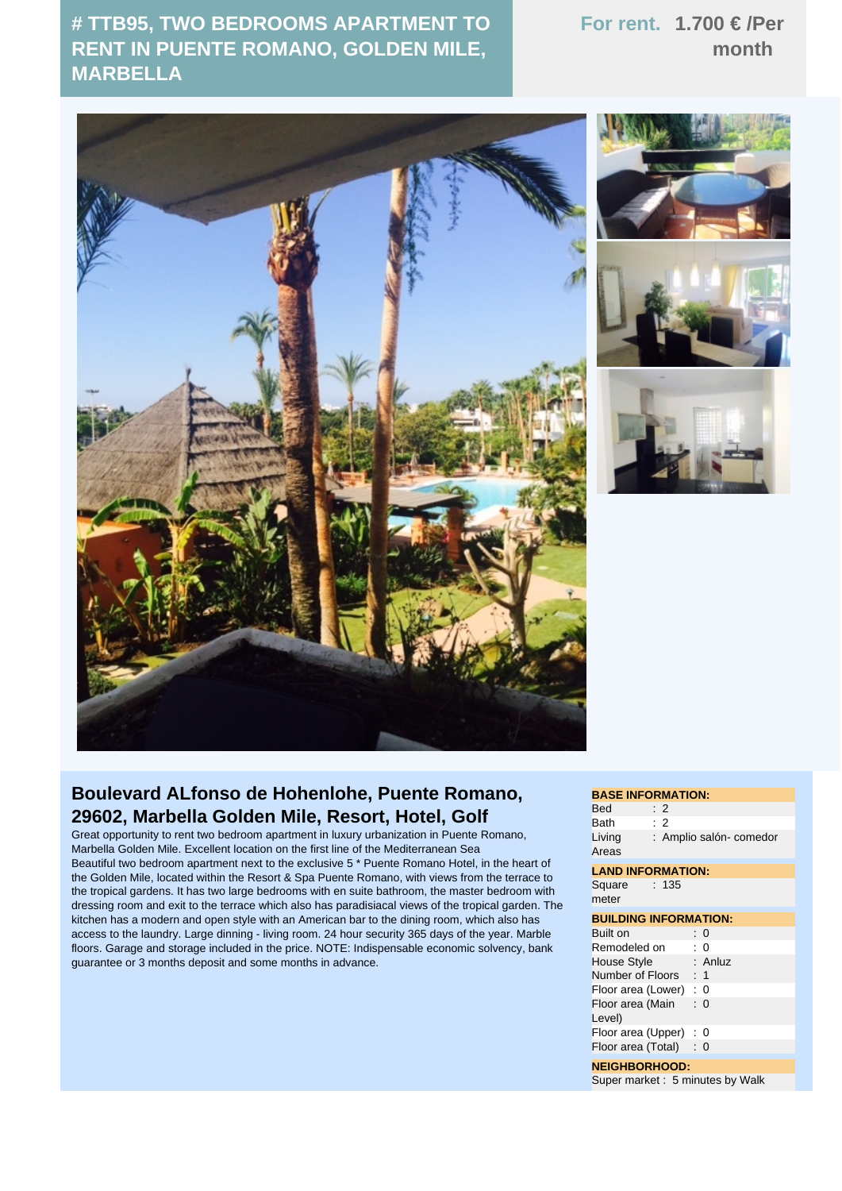# # TTB95, TWO BEDROOMS APARTMENT TO RENT IN PUENTE ROMANO, GOLDEN MILE, MARBELLA

**For rent. 1.700 € /Per month**

## Boulevard ALfonso de Hohenlohe, Puente Romano, 29602, Marbella Golden Mile, Resort, Hotel, Golf

Great opportunity to rent two bedroom apartment in luxury urbanization in Puente Romano, Marbella Golden Mile. Excellent location on the first line of the Mediterranean Sea
Beautiful two bedroom apartment next to the exclusive 5 * Puente Romano Hotel, in the heart of the Golden Mile, located within the Resort & Spa Puente Romano, with views from the terrace to the tropical gardens. It has two large bedrooms with en suite bathroom, the master bedroom with dressing room and exit to the terrace which also has paradisiacal views of the tropical garden. The kitchen has a modern and open style with an American bar to the dining room, which also has access to the laundry. Large dinning - living room. 24 hour security 365 days of the year. Marble floors. Garage and storage included in the price. NOTE: Indispensable economic solvency, bank guarantee or 3 months deposit and some months in advance.

**BASE INFORMATION:**

| | |
|---|---|
| Bed | : 2 |
| Bath | : 2 |
| Living Areas | : Amplio salón- comedor |

**LAND INFORMATION:**

| | |
|---|---|
| Square meter | : 135 |

**BUILDING INFORMATION:**

| | |
|---|---|
| Built on | : 0 |
| Remodeled on | : 0 |
| House Style | : Anluz |
| Number of Floors | : 1 |
| Floor area (Lower) | : 0 |
| Floor area (Main Level) | : 0 |
| Floor area (Upper) | : 0 |
| Floor area (Total) | : 0 |

**NEIGHBORHOOD:**

Super market : 5 minutes by Walk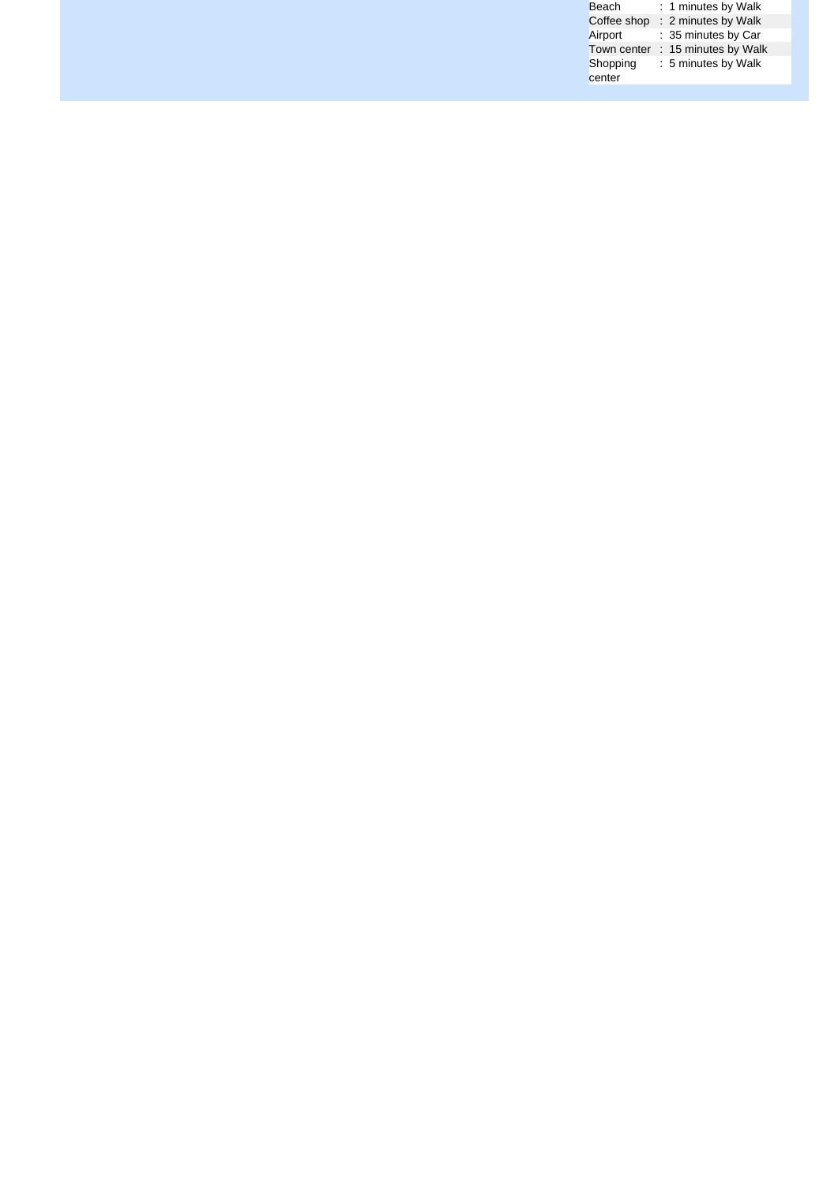| | |
|---|---|
| Beach | : 1 minutes by Walk |
| Coffee shop | : 2 minutes by Walk |
| Airport | : 35 minutes by Car |
| Town center | : 15 minutes by Walk |
| Shopping center | : 5 minutes by Walk |